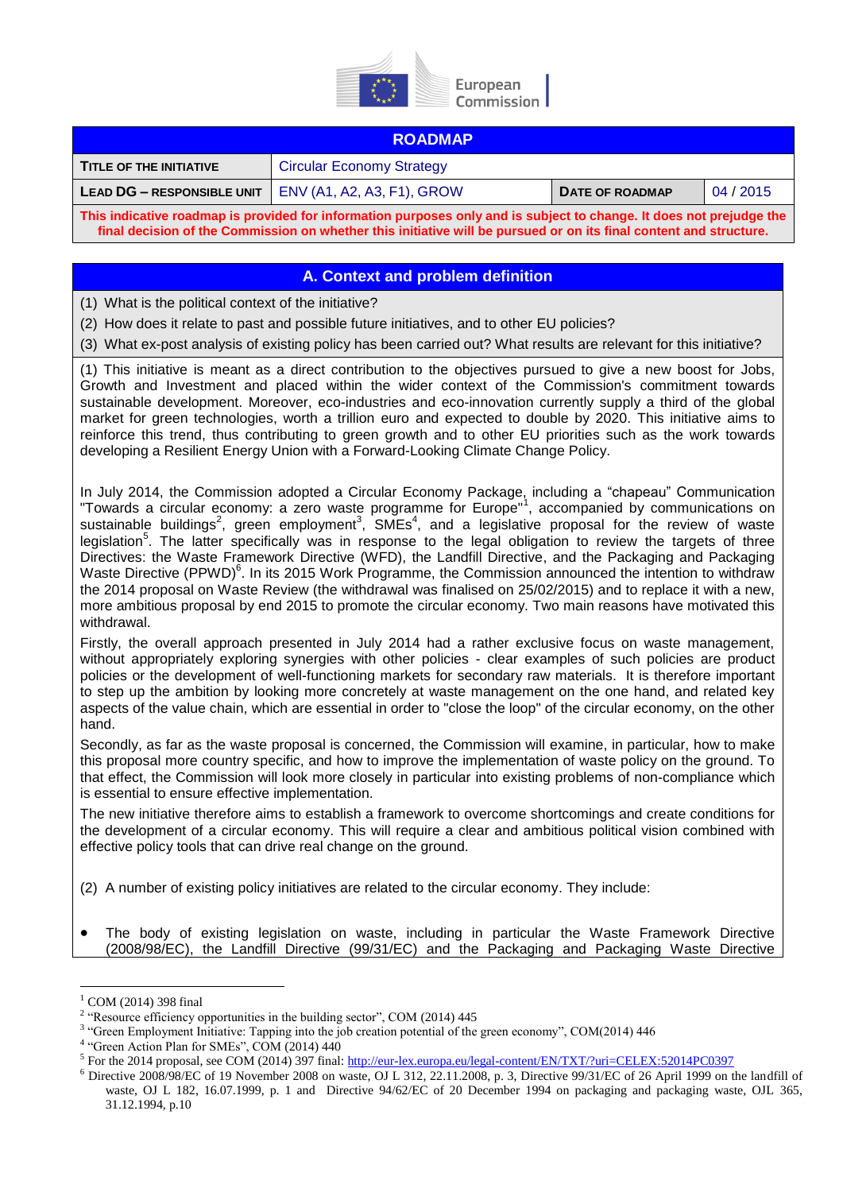| ROADMAP | | | |
|---|---|---|---|
| **TITLE OF THE INITIATIVE** | Circular Economy Strategy | | |
| **LEAD DG – RESPONSIBLE UNIT** | ENV (A1, A2, A3, F1), GROW | **DATE OF ROADMAP** | 04 / 2015 |

**This indicative roadmap is provided for information purposes only and is subject to change. It does not prejudge the final decision of the Commission on whether this initiative will be pursued or on its final content and structure.**

## A. Context and problem definition

(1) What is the political context of the initiative?

(2) How does it relate to past and possible future initiatives, and to other EU policies?

(3) What ex-post analysis of existing policy has been carried out? What results are relevant for this initiative?

(1) This initiative is meant as a direct contribution to the objectives pursued to give a new boost for Jobs, Growth and Investment and placed within the wider context of the Commission's commitment towards sustainable development. Moreover, eco-industries and eco-innovation currently supply a third of the global market for green technologies, worth a trillion euro and expected to double by 2020. This initiative aims to reinforce this trend, thus contributing to green growth and to other EU priorities such as the work towards developing a Resilient Energy Union with a Forward-Looking Climate Change Policy.

In July 2014, the Commission adopted a Circular Economy Package, including a "chapeau" Communication "Towards a circular economy: a zero waste programme for Europe"[1], accompanied by communications on sustainable buildings[2], green employment[3], SMEs[4], and a legislative proposal for the review of waste legislation[5]. The latter specifically was in response to the legal obligation to review the targets of three Directives: the Waste Framework Directive (WFD), the Landfill Directive, and the Packaging and Packaging Waste Directive (PPWD)[6]. In its 2015 Work Programme, the Commission announced the intention to withdraw the 2014 proposal on Waste Review (the withdrawal was finalised on 25/02/2015) and to replace it with a new, more ambitious proposal by end 2015 to promote the circular economy. Two main reasons have motivated this withdrawal.

Firstly, the overall approach presented in July 2014 had a rather exclusive focus on waste management, without appropriately exploring synergies with other policies - clear examples of such policies are product policies or the development of well-functioning markets for secondary raw materials. It is therefore important to step up the ambition by looking more concretely at waste management on the one hand, and related key aspects of the value chain, which are essential in order to "close the loop" of the circular economy, on the other hand.

Secondly, as far as the waste proposal is concerned, the Commission will examine, in particular, how to make this proposal more country specific, and how to improve the implementation of waste policy on the ground. To that effect, the Commission will look more closely in particular into existing problems of non-compliance which is essential to ensure effective implementation.

The new initiative therefore aims to establish a framework to overcome shortcomings and create conditions for the development of a circular economy. This will require a clear and ambitious political vision combined with effective policy tools that can drive real change on the ground.

(2) A number of existing policy initiatives are related to the circular economy. They include:

- The body of existing legislation on waste, including in particular the Waste Framework Directive (2008/98/EC), the Landfill Directive (99/31/EC) and the Packaging and Packaging Waste Directive

---

[1] COM (2014) 398 final

[2] "Resource efficiency opportunities in the building sector", COM (2014) 445

[3] "Green Employment Initiative: Tapping into the job creation potential of the green economy", COM(2014) 446

[4] "Green Action Plan for SMEs", COM (2014) 440

[5] For the 2014 proposal, see COM (2014) 397 final: http://eur-lex.europa.eu/legal-content/EN/TXT/?uri=CELEX:52014PC0397

[6] Directive 2008/98/EC of 19 November 2008 on waste, OJ L 312, 22.11.2008, p. 3, Directive 99/31/EC of 26 April 1999 on the landfill of waste, OJ L 182, 16.07.1999, p. 1 and Directive 94/62/EC of 20 December 1994 on packaging and packaging waste, OJL 365, 31.12.1994, p.10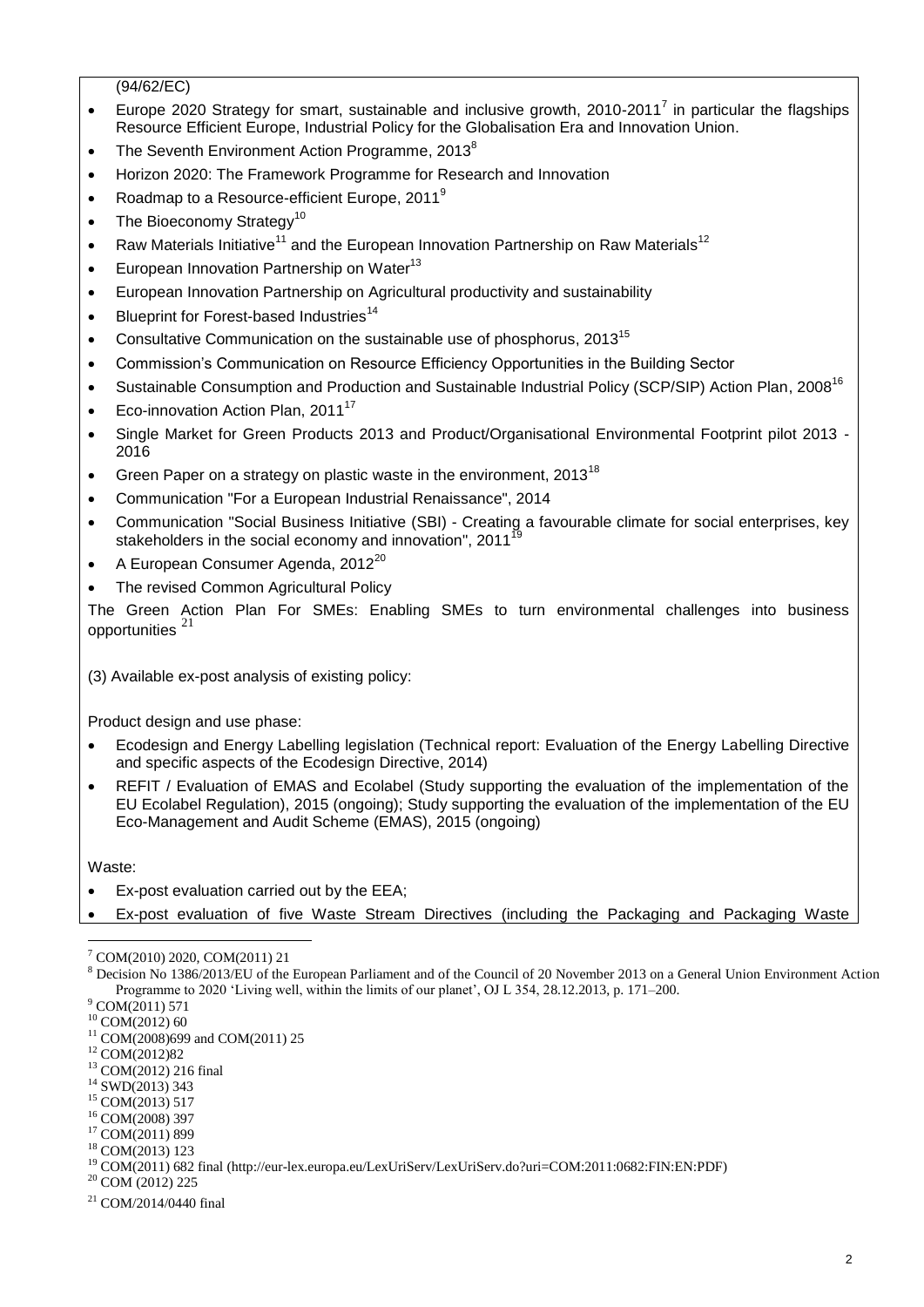(94/62/EC)

- Europe 2020 Strategy for smart, sustainable and inclusive growth, 2010-2011[7] in particular the flagships Resource Efficient Europe, Industrial Policy for the Globalisation Era and Innovation Union.
- The Seventh Environment Action Programme, 2013[8]
- Horizon 2020: The Framework Programme for Research and Innovation
- Roadmap to a Resource-efficient Europe, 2011[9]
- The Bioeconomy Strategy[10]
- Raw Materials Initiative[11] and the European Innovation Partnership on Raw Materials[12]
- European Innovation Partnership on Water[13]
- European Innovation Partnership on Agricultural productivity and sustainability
- Blueprint for Forest-based Industries[14]
- Consultative Communication on the sustainable use of phosphorus, 2013[15]
- Commission's Communication on Resource Efficiency Opportunities in the Building Sector
- Sustainable Consumption and Production and Sustainable Industrial Policy (SCP/SIP) Action Plan, 2008[16]
- Eco-innovation Action Plan, 2011[17]
- Single Market for Green Products 2013 and Product/Organisational Environmental Footprint pilot 2013 - 2016
- Green Paper on a strategy on plastic waste in the environment, 2013[18]
- Communication "For a European Industrial Renaissance", 2014
- Communication "Social Business Initiative (SBI) - Creating a favourable climate for social enterprises, key stakeholders in the social economy and innovation", 2011[19]
- A European Consumer Agenda, 2012[20]
- The revised Common Agricultural Policy

The Green Action Plan For SMEs: Enabling SMEs to turn environmental challenges into business opportunities [21]

(3) Available ex-post analysis of existing policy:

Product design and use phase:

- Ecodesign and Energy Labelling legislation (Technical report: Evaluation of the Energy Labelling Directive and specific aspects of the Ecodesign Directive, 2014)
- REFIT / Evaluation of EMAS and Ecolabel (Study supporting the evaluation of the implementation of the EU Ecolabel Regulation), 2015 (ongoing); Study supporting the evaluation of the implementation of the EU Eco-Management and Audit Scheme (EMAS), 2015 (ongoing)

Waste:

- Ex-post evaluation carried out by the EEA;
- Ex-post evaluation of five Waste Stream Directives (including the Packaging and Packaging Waste

---

[7] COM(2010) 2020, COM(2011) 21

[8] Decision No 1386/2013/EU of the European Parliament and of the Council of 20 November 2013 on a General Union Environment Action Programme to 2020 'Living well, within the limits of our planet', OJ L 354, 28.12.2013, p. 171–200.

[9] COM(2011) 571

[10] COM(2012) 60

[11] COM(2008)699 and COM(2011) 25

[12] COM(2012)82

[13] COM(2012) 216 final

[14] SWD(2013) 343

[15] COM(2013) 517

[16] COM(2008) 397

[17] COM(2011) 899

[18] COM(2013) 123

[19] COM(2011) 682 final (http://eur-lex.europa.eu/LexUriServ/LexUriServ.do?uri=COM:2011:0682:FIN:EN:PDF)

[20] COM (2012) 225

[21] COM/2014/0440 final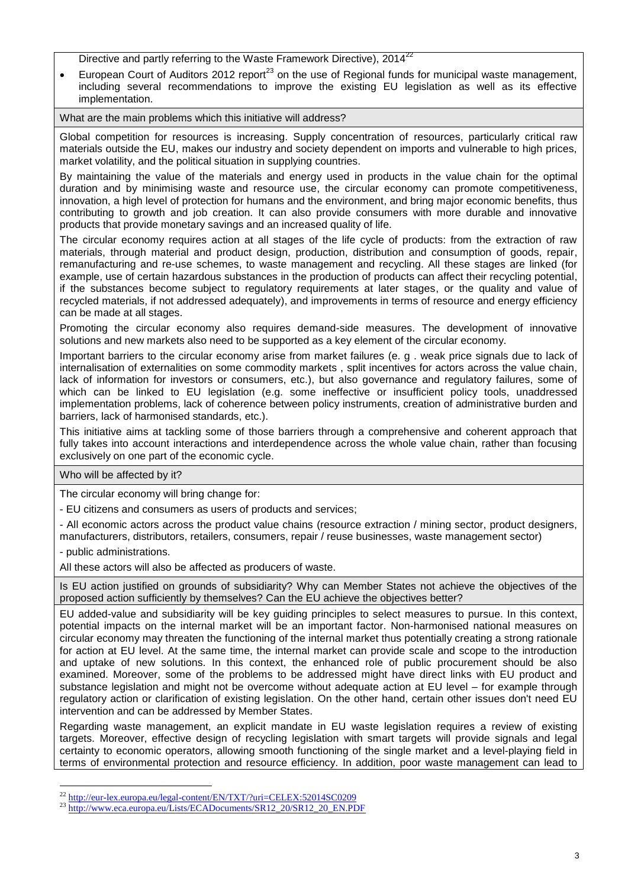Directive and partly referring to the Waste Framework Directive), 2014[22]

- European Court of Auditors 2012 report[23] on the use of Regional funds for municipal waste management, including several recommendations to improve the existing EU legislation as well as its effective implementation.

**What are the main problems which this initiative will address?**

Global competition for resources is increasing. Supply concentration of resources, particularly critical raw materials outside the EU, makes our industry and society dependent on imports and vulnerable to high prices, market volatility, and the political situation in supplying countries.

By maintaining the value of the materials and energy used in products in the value chain for the optimal duration and by minimising waste and resource use, the circular economy can promote competitiveness, innovation, a high level of protection for humans and the environment, and bring major economic benefits, thus contributing to growth and job creation. It can also provide consumers with more durable and innovative products that provide monetary savings and an increased quality of life.

The circular economy requires action at all stages of the life cycle of products: from the extraction of raw materials, through material and product design, production, distribution and consumption of goods, repair, remanufacturing and re-use schemes, to waste management and recycling. All these stages are linked (for example, use of certain hazardous substances in the production of products can affect their recycling potential, if the substances become subject to regulatory requirements at later stages, or the quality and value of recycled materials, if not addressed adequately), and improvements in terms of resource and energy efficiency can be made at all stages.

Promoting the circular economy also requires demand-side measures. The development of innovative solutions and new markets also need to be supported as a key element of the circular economy.

Important barriers to the circular economy arise from market failures (e. g . weak price signals due to lack of internalisation of externalities on some commodity markets , split incentives for actors across the value chain, lack of information for investors or consumers, etc.), but also governance and regulatory failures, some of which can be linked to EU legislation (e.g. some ineffective or insufficient policy tools, unaddressed implementation problems, lack of coherence between policy instruments, creation of administrative burden and barriers, lack of harmonised standards, etc.).

This initiative aims at tackling some of those barriers through a comprehensive and coherent approach that fully takes into account interactions and interdependence across the whole value chain, rather than focusing exclusively on one part of the economic cycle.

**Who will be affected by it?**

The circular economy will bring change for:

- EU citizens and consumers as users of products and services;

- All economic actors across the product value chains (resource extraction / mining sector, product designers, manufacturers, distributors, retailers, consumers, repair / reuse businesses, waste management sector)

- public administrations.

All these actors will also be affected as producers of waste.

**Is EU action justified on grounds of subsidiarity? Why can Member States not achieve the objectives of the proposed action sufficiently by themselves? Can the EU achieve the objectives better?**

EU added-value and subsidiarity will be key guiding principles to select measures to pursue. In this context, potential impacts on the internal market will be an important factor. Non-harmonised national measures on circular economy may threaten the functioning of the internal market thus potentially creating a strong rationale for action at EU level. At the same time, the internal market can provide scale and scope to the introduction and uptake of new solutions. In this context, the enhanced role of public procurement should be also examined. Moreover, some of the problems to be addressed might have direct links with EU product and substance legislation and might not be overcome without adequate action at EU level – for example through regulatory action or clarification of existing legislation. On the other hand, certain other issues don't need EU intervention and can be addressed by Member States.

Regarding waste management, an explicit mandate in EU waste legislation requires a review of existing targets. Moreover, effective design of recycling legislation with smart targets will provide signals and legal certainty to economic operators, allowing smooth functioning of the single market and a level-playing field in terms of environmental protection and resource efficiency. In addition, poor waste management can lead to

---

[22] http://eur-lex.europa.eu/legal-content/EN/TXT/?uri=CELEX:52014SC0209

[23] http://www.eca.europa.eu/Lists/ECADocuments/SR12_20/SR12_20_EN.PDF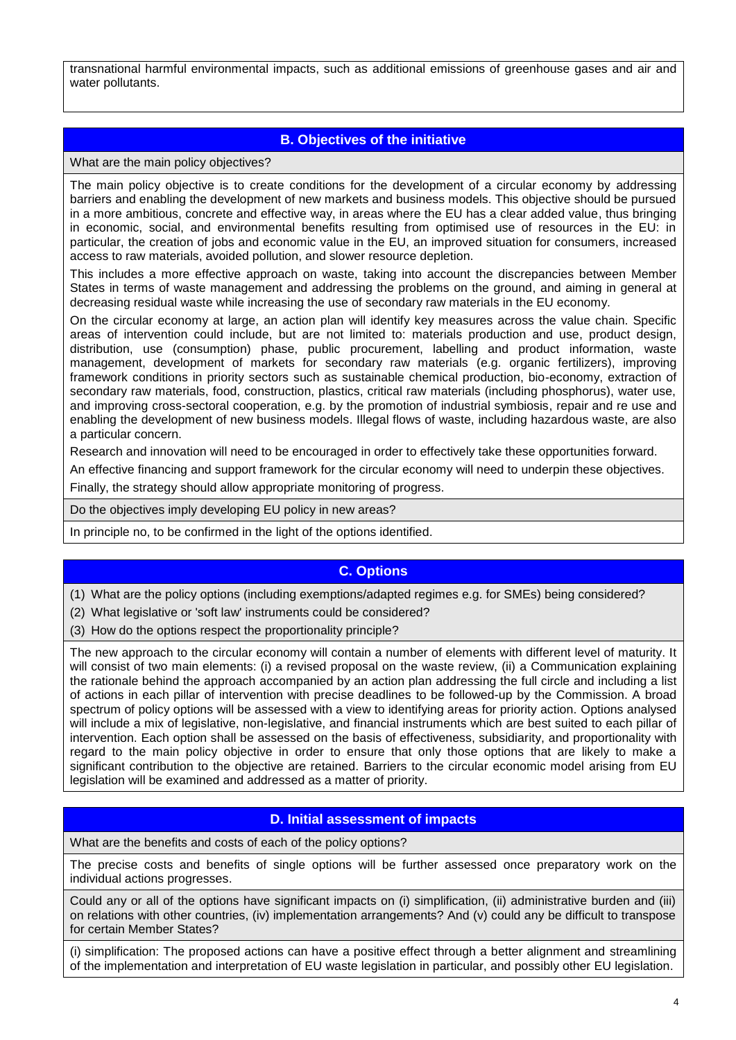transnational harmful environmental impacts, such as additional emissions of greenhouse gases and air and water pollutants.

## B. Objectives of the initiative

**What are the main policy objectives?**

The main policy objective is to create conditions for the development of a circular economy by addressing barriers and enabling the development of new markets and business models. This objective should be pursued in a more ambitious, concrete and effective way, in areas where the EU has a clear added value, thus bringing in economic, social, and environmental benefits resulting from optimised use of resources in the EU: in particular, the creation of jobs and economic value in the EU, an improved situation for consumers, increased access to raw materials, avoided pollution, and slower resource depletion.

This includes a more effective approach on waste, taking into account the discrepancies between Member States in terms of waste management and addressing the problems on the ground, and aiming in general at decreasing residual waste while increasing the use of secondary raw materials in the EU economy.

On the circular economy at large, an action plan will identify key measures across the value chain. Specific areas of intervention could include, but are not limited to: materials production and use, product design, distribution, use (consumption) phase, public procurement, labelling and product information, waste management, development of markets for secondary raw materials (e.g. organic fertilizers), improving framework conditions in priority sectors such as sustainable chemical production, bio-economy, extraction of secondary raw materials, food, construction, plastics, critical raw materials (including phosphorus), water use, and improving cross-sectoral cooperation, e.g. by the promotion of industrial symbiosis, repair and re use and enabling the development of new business models. Illegal flows of waste, including hazardous waste, are also a particular concern.

Research and innovation will need to be encouraged in order to effectively take these opportunities forward.

An effective financing and support framework for the circular economy will need to underpin these objectives.

Finally, the strategy should allow appropriate monitoring of progress.

**Do the objectives imply developing EU policy in new areas?**

In principle no, to be confirmed in the light of the options identified.

## C. Options

(1) What are the policy options (including exemptions/adapted regimes e.g. for SMEs) being considered?

(2) What legislative or 'soft law' instruments could be considered?

(3) How do the options respect the proportionality principle?

The new approach to the circular economy will contain a number of elements with different level of maturity. It will consist of two main elements: (i) a revised proposal on the waste review, (ii) a Communication explaining the rationale behind the approach accompanied by an action plan addressing the full circle and including a list of actions in each pillar of intervention with precise deadlines to be followed-up by the Commission. A broad spectrum of policy options will be assessed with a view to identifying areas for priority action. Options analysed will include a mix of legislative, non-legislative, and financial instruments which are best suited to each pillar of intervention. Each option shall be assessed on the basis of effectiveness, subsidiarity, and proportionality with regard to the main policy objective in order to ensure that only those options that are likely to make a significant contribution to the objective are retained. Barriers to the circular economic model arising from EU legislation will be examined and addressed as a matter of priority.

## D. Initial assessment of impacts

**What are the benefits and costs of each of the policy options?**

The precise costs and benefits of single options will be further assessed once preparatory work on the individual actions progresses.

**Could any or all of the options have significant impacts on (i) simplification, (ii) administrative burden and (iii) on relations with other countries, (iv) implementation arrangements? And (v) could any be difficult to transpose for certain Member States?**

(i) simplification: The proposed actions can have a positive effect through a better alignment and streamlining of the implementation and interpretation of EU waste legislation in particular, and possibly other EU legislation.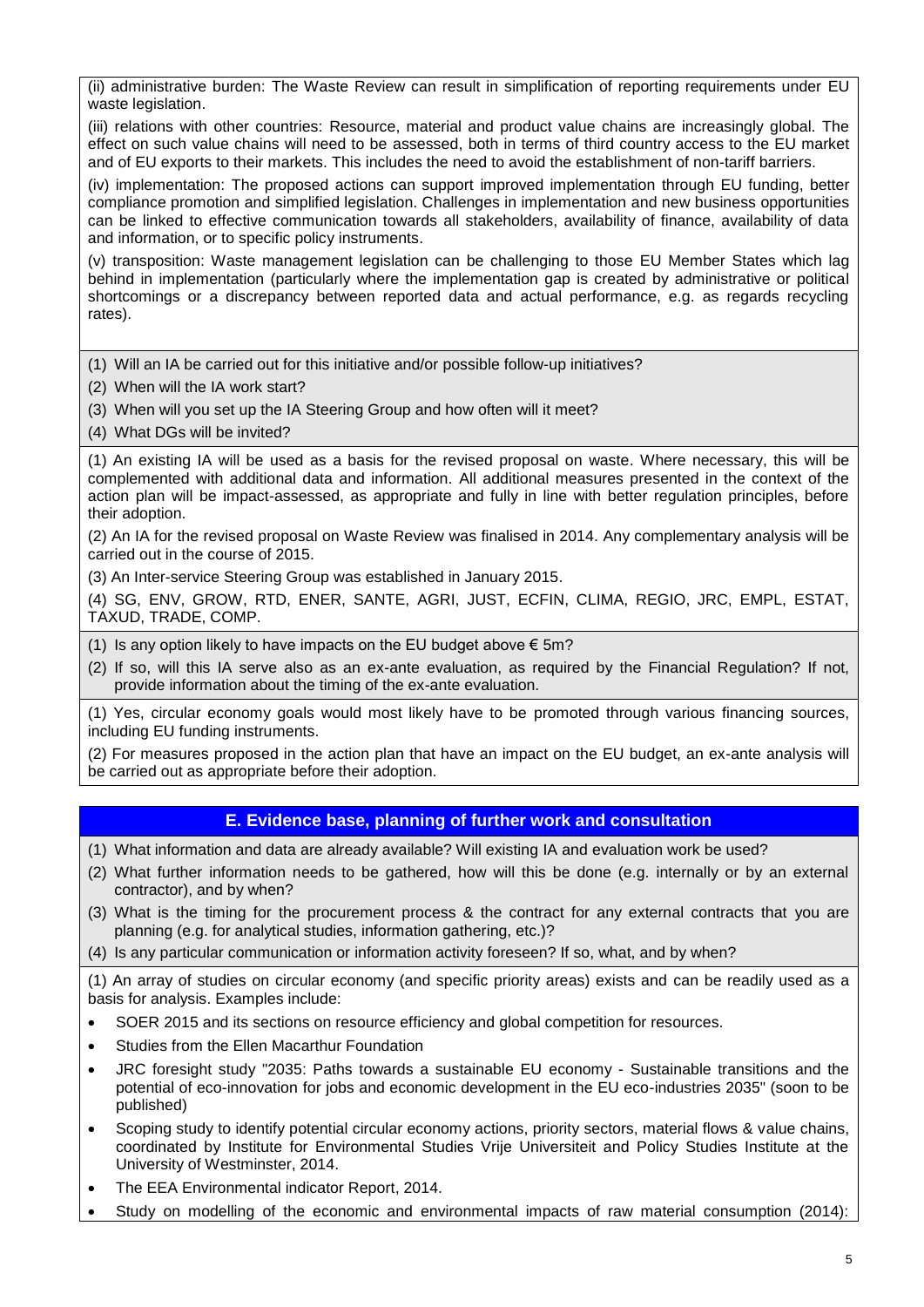(ii) administrative burden: The Waste Review can result in simplification of reporting requirements under EU waste legislation.

(iii) relations with other countries: Resource, material and product value chains are increasingly global. The effect on such value chains will need to be assessed, both in terms of third country access to the EU market and of EU exports to their markets. This includes the need to avoid the establishment of non-tariff barriers.

(iv) implementation: The proposed actions can support improved implementation through EU funding, better compliance promotion and simplified legislation. Challenges in implementation and new business opportunities can be linked to effective communication towards all stakeholders, availability of finance, availability of data and information, or to specific policy instruments.

(v) transposition: Waste management legislation can be challenging to those EU Member States which lag behind in implementation (particularly where the implementation gap is created by administrative or political shortcomings or a discrepancy between reported data and actual performance, e.g. as regards recycling rates).

(1) Will an IA be carried out for this initiative and/or possible follow-up initiatives?

(2) When will the IA work start?

(3) When will you set up the IA Steering Group and how often will it meet?

(4) What DGs will be invited?

(1) An existing IA will be used as a basis for the revised proposal on waste. Where necessary, this will be complemented with additional data and information. All additional measures presented in the context of the action plan will be impact-assessed, as appropriate and fully in line with better regulation principles, before their adoption.

(2) An IA for the revised proposal on Waste Review was finalised in 2014. Any complementary analysis will be carried out in the course of 2015.

(3) An Inter-service Steering Group was established in January 2015.

(4) SG, ENV, GROW, RTD, ENER, SANTE, AGRI, JUST, ECFIN, CLIMA, REGIO, JRC, EMPL, ESTAT, TAXUD, TRADE, COMP.

(1) Is any option likely to have impacts on the EU budget above € 5m?

(2) If so, will this IA serve also as an ex-ante evaluation, as required by the Financial Regulation? If not, provide information about the timing of the ex-ante evaluation.

(1) Yes, circular economy goals would most likely have to be promoted through various financing sources, including EU funding instruments.

(2) For measures proposed in the action plan that have an impact on the EU budget, an ex-ante analysis will be carried out as appropriate before their adoption.

## E. Evidence base, planning of further work and consultation

(1) What information and data are already available? Will existing IA and evaluation work be used?

(2) What further information needs to be gathered, how will this be done (e.g. internally or by an external contractor), and by when?

(3) What is the timing for the procurement process & the contract for any external contracts that you are planning (e.g. for analytical studies, information gathering, etc.)?

(4) Is any particular communication or information activity foreseen? If so, what, and by when?

(1) An array of studies on circular economy (and specific priority areas) exists and can be readily used as a basis for analysis. Examples include:

- SOER 2015 and its sections on resource efficiency and global competition for resources.
- Studies from the Ellen Macarthur Foundation
- JRC foresight study "2035: Paths towards a sustainable EU economy - Sustainable transitions and the potential of eco-innovation for jobs and economic development in the EU eco-industries 2035" (soon to be published)
- Scoping study to identify potential circular economy actions, priority sectors, material flows & value chains, coordinated by Institute for Environmental Studies Vrije Universiteit and Policy Studies Institute at the University of Westminster, 2014.
- The EEA Environmental indicator Report, 2014.
- Study on modelling of the economic and environmental impacts of raw material consumption (2014):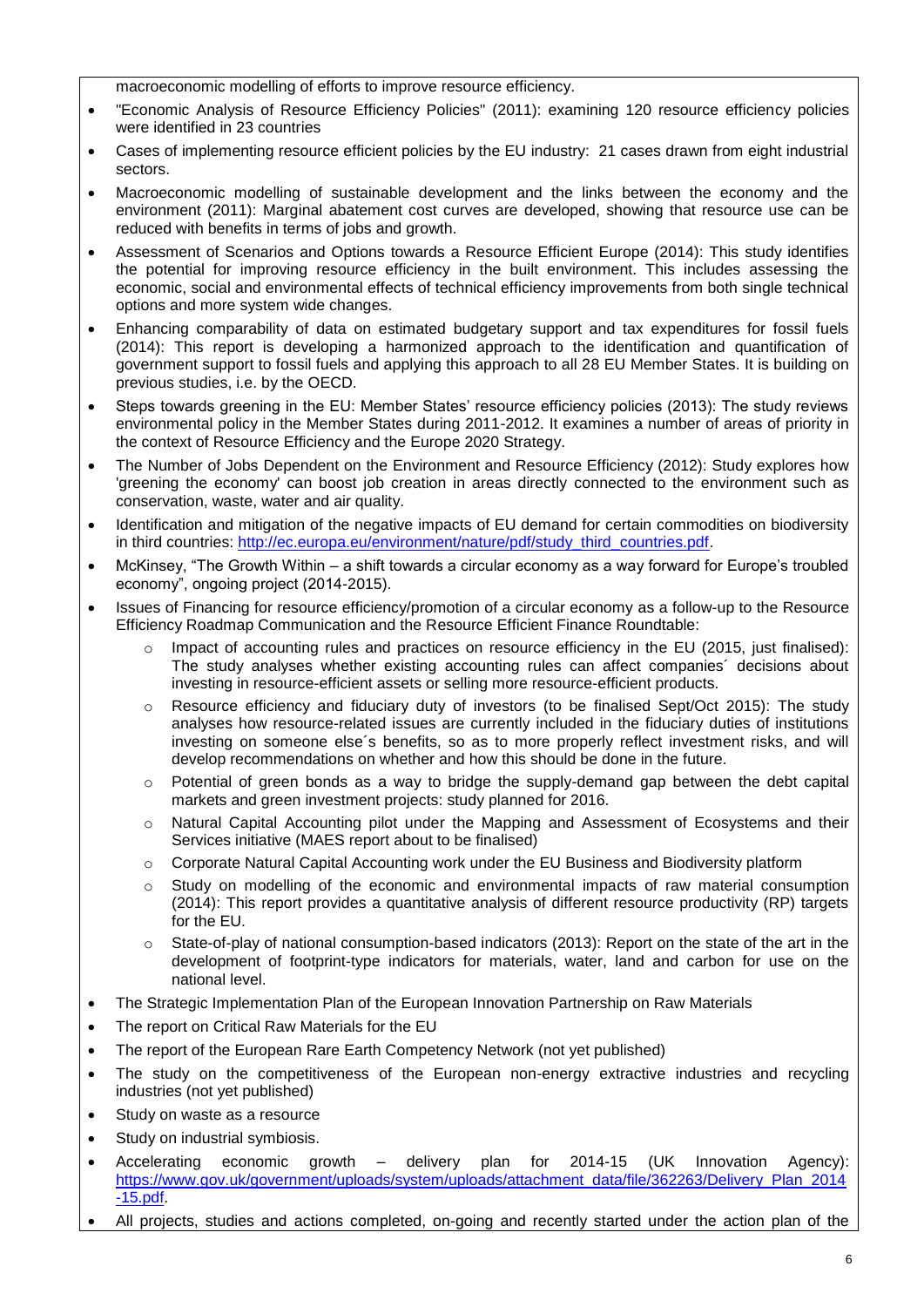macroeconomic modelling of efforts to improve resource efficiency.

- "Economic Analysis of Resource Efficiency Policies" (2011): examining 120 resource efficiency policies were identified in 23 countries
- Cases of implementing resource efficient policies by the EU industry: 21 cases drawn from eight industrial sectors.
- Macroeconomic modelling of sustainable development and the links between the economy and the environment (2011): Marginal abatement cost curves are developed, showing that resource use can be reduced with benefits in terms of jobs and growth.
- Assessment of Scenarios and Options towards a Resource Efficient Europe (2014): This study identifies the potential for improving resource efficiency in the built environment. This includes assessing the economic, social and environmental effects of technical efficiency improvements from both single technical options and more system wide changes.
- Enhancing comparability of data on estimated budgetary support and tax expenditures for fossil fuels (2014): This report is developing a harmonized approach to the identification and quantification of government support to fossil fuels and applying this approach to all 28 EU Member States. It is building on previous studies, i.e. by the OECD.
- Steps towards greening in the EU: Member States' resource efficiency policies (2013): The study reviews environmental policy in the Member States during 2011-2012. It examines a number of areas of priority in the context of Resource Efficiency and the Europe 2020 Strategy.
- The Number of Jobs Dependent on the Environment and Resource Efficiency (2012): Study explores how 'greening the economy' can boost job creation in areas directly connected to the environment such as conservation, waste, water and air quality.
- Identification and mitigation of the negative impacts of EU demand for certain commodities on biodiversity in third countries: http://ec.europa.eu/environment/nature/pdf/study_third_countries.pdf.
- McKinsey, "The Growth Within – a shift towards a circular economy as a way forward for Europe's troubled economy", ongoing project (2014-2015).
- Issues of Financing for resource efficiency/promotion of a circular economy as a follow-up to the Resource Efficiency Roadmap Communication and the Resource Efficient Finance Roundtable:
  - Impact of accounting rules and practices on resource efficiency in the EU (2015, just finalised): The study analyses whether existing accounting rules can affect companies´ decisions about investing in resource-efficient assets or selling more resource-efficient products.
  - Resource efficiency and fiduciary duty of investors (to be finalised Sept/Oct 2015): The study analyses how resource-related issues are currently included in the fiduciary duties of institutions investing on someone else´s benefits, so as to more properly reflect investment risks, and will develop recommendations on whether and how this should be done in the future.
  - Potential of green bonds as a way to bridge the supply-demand gap between the debt capital markets and green investment projects: study planned for 2016.
  - Natural Capital Accounting pilot under the Mapping and Assessment of Ecosystems and their Services initiative (MAES report about to be finalised)
  - Corporate Natural Capital Accounting work under the EU Business and Biodiversity platform
  - Study on modelling of the economic and environmental impacts of raw material consumption (2014): This report provides a quantitative analysis of different resource productivity (RP) targets for the EU.
  - State-of-play of national consumption-based indicators (2013): Report on the state of the art in the development of footprint-type indicators for materials, water, land and carbon for use on the national level.
- The Strategic Implementation Plan of the European Innovation Partnership on Raw Materials
- The report on Critical Raw Materials for the EU
- The report of the European Rare Earth Competency Network (not yet published)
- The study on the competitiveness of the European non-energy extractive industries and recycling industries (not yet published)
- Study on waste as a resource
- Study on industrial symbiosis.
- Accelerating economic growth – delivery plan for 2014-15 (UK Innovation Agency): https://www.gov.uk/government/uploads/system/uploads/attachment_data/file/362263/Delivery_Plan_2014-15.pdf.
- All projects, studies and actions completed, on-going and recently started under the action plan of the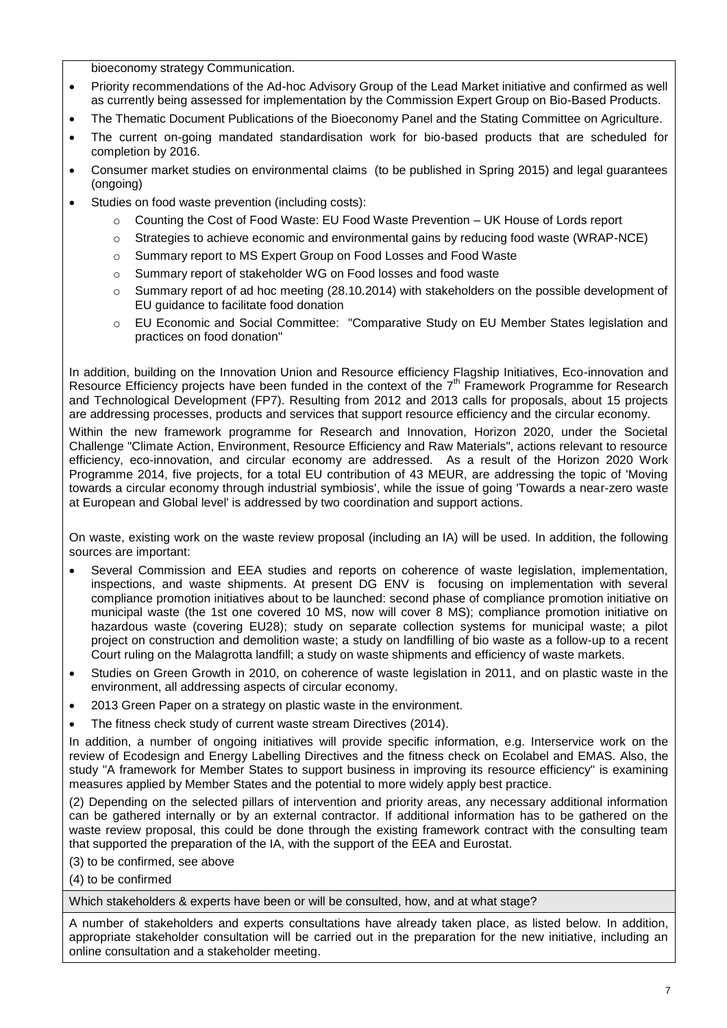bioeconomy strategy Communication.

- Priority recommendations of the Ad-hoc Advisory Group of the Lead Market initiative and confirmed as well as currently being assessed for implementation by the Commission Expert Group on Bio-Based Products.
- The Thematic Document Publications of the Bioeconomy Panel and the Stating Committee on Agriculture.
- The current on-going mandated standardisation work for bio-based products that are scheduled for completion by 2016.
- Consumer market studies on environmental claims (to be published in Spring 2015) and legal guarantees (ongoing)
- Studies on food waste prevention (including costs):
  - Counting the Cost of Food Waste: EU Food Waste Prevention – UK House of Lords report
  - Strategies to achieve economic and environmental gains by reducing food waste (WRAP-NCE)
  - Summary report to MS Expert Group on Food Losses and Food Waste
  - Summary report of stakeholder WG on Food losses and food waste
  - Summary report of ad hoc meeting (28.10.2014) with stakeholders on the possible development of EU guidance to facilitate food donation
  - EU Economic and Social Committee: "Comparative Study on EU Member States legislation and practices on food donation"

In addition, building on the Innovation Union and Resource efficiency Flagship Initiatives, Eco-innovation and Resource Efficiency projects have been funded in the context of the 7th Framework Programme for Research and Technological Development (FP7). Resulting from 2012 and 2013 calls for proposals, about 15 projects are addressing processes, products and services that support resource efficiency and the circular economy.

Within the new framework programme for Research and Innovation, Horizon 2020, under the Societal Challenge "Climate Action, Environment, Resource Efficiency and Raw Materials", actions relevant to resource efficiency, eco-innovation, and circular economy are addressed. As a result of the Horizon 2020 Work Programme 2014, five projects, for a total EU contribution of 43 MEUR, are addressing the topic of 'Moving towards a circular economy through industrial symbiosis', while the issue of going 'Towards a near-zero waste at European and Global level' is addressed by two coordination and support actions.

On waste, existing work on the waste review proposal (including an IA) will be used. In addition, the following sources are important:

- Several Commission and EEA studies and reports on coherence of waste legislation, implementation, inspections, and waste shipments. At present DG ENV is focusing on implementation with several compliance promotion initiatives about to be launched: second phase of compliance promotion initiative on municipal waste (the 1st one covered 10 MS, now will cover 8 MS); compliance promotion initiative on hazardous waste (covering EU28); study on separate collection systems for municipal waste; a pilot project on construction and demolition waste; a study on landfilling of bio waste as a follow-up to a recent Court ruling on the Malagrotta landfill; a study on waste shipments and efficiency of waste markets.
- Studies on Green Growth in 2010, on coherence of waste legislation in 2011, and on plastic waste in the environment, all addressing aspects of circular economy.
- 2013 Green Paper on a strategy on plastic waste in the environment.
- The fitness check study of current waste stream Directives (2014).

In addition, a number of ongoing initiatives will provide specific information, e.g. Interservice work on the review of Ecodesign and Energy Labelling Directives and the fitness check on Ecolabel and EMAS. Also, the study "A framework for Member States to support business in improving its resource efficiency" is examining measures applied by Member States and the potential to more widely apply best practice.

(2) Depending on the selected pillars of intervention and priority areas, any necessary additional information can be gathered internally or by an external contractor. If additional information has to be gathered on the waste review proposal, this could be done through the existing framework contract with the consulting team that supported the preparation of the IA, with the support of the EEA and Eurostat.

(3) to be confirmed, see above

(4) to be confirmed

Which stakeholders & experts have been or will be consulted, how, and at what stage?

A number of stakeholders and experts consultations have already taken place, as listed below. In addition, appropriate stakeholder consultation will be carried out in the preparation for the new initiative, including an online consultation and a stakeholder meeting.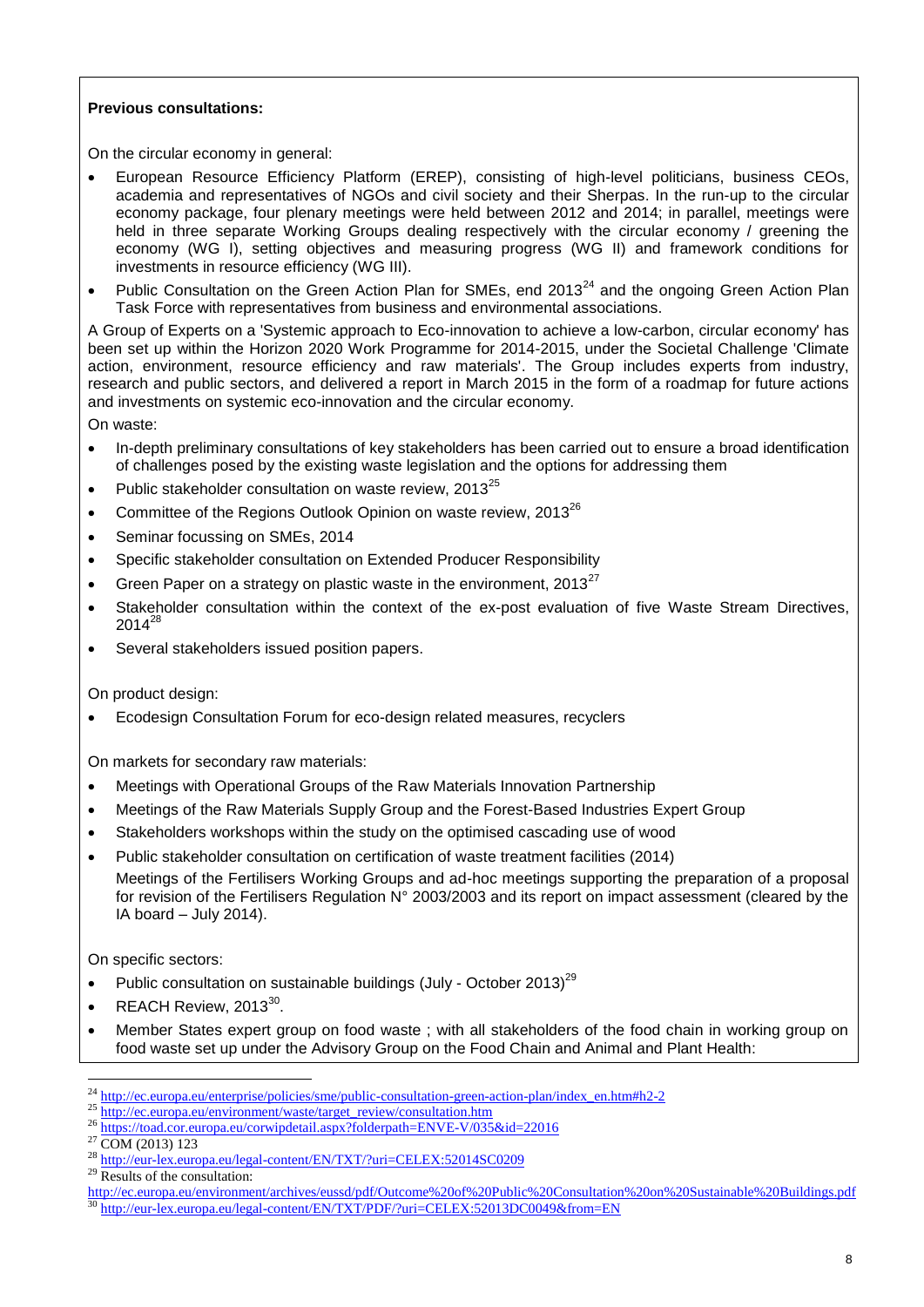**Previous consultations:**

On the circular economy in general:

- European Resource Efficiency Platform (EREP), consisting of high-level politicians, business CEOs, academia and representatives of NGOs and civil society and their Sherpas. In the run-up to the circular economy package, four plenary meetings were held between 2012 and 2014; in parallel, meetings were held in three separate Working Groups dealing respectively with the circular economy / greening the economy (WG I), setting objectives and measuring progress (WG II) and framework conditions for investments in resource efficiency (WG III).
- Public Consultation on the Green Action Plan for SMEs, end 2013[24] and the ongoing Green Action Plan Task Force with representatives from business and environmental associations.

A Group of Experts on a 'Systemic approach to Eco-innovation to achieve a low-carbon, circular economy' has been set up within the Horizon 2020 Work Programme for 2014-2015, under the Societal Challenge 'Climate action, environment, resource efficiency and raw materials'. The Group includes experts from industry, research and public sectors, and delivered a report in March 2015 in the form of a roadmap for future actions and investments on systemic eco-innovation and the circular economy.

On waste:

- In-depth preliminary consultations of key stakeholders has been carried out to ensure a broad identification of challenges posed by the existing waste legislation and the options for addressing them
- Public stakeholder consultation on waste review, 2013[25]
- Committee of the Regions Outlook Opinion on waste review, 2013[26]
- Seminar focussing on SMEs, 2014
- Specific stakeholder consultation on Extended Producer Responsibility
- Green Paper on a strategy on plastic waste in the environment, 2013[27]
- Stakeholder consultation within the context of the ex-post evaluation of five Waste Stream Directives, 2014[28]
- Several stakeholders issued position papers.

On product design:

- Ecodesign Consultation Forum for eco-design related measures, recyclers

On markets for secondary raw materials:

- Meetings with Operational Groups of the Raw Materials Innovation Partnership
- Meetings of the Raw Materials Supply Group and the Forest-Based Industries Expert Group
- Stakeholders workshops within the study on the optimised cascading use of wood
- Public stakeholder consultation on certification of waste treatment facilities (2014)

  Meetings of the Fertilisers Working Groups and ad-hoc meetings supporting the preparation of a proposal for revision of the Fertilisers Regulation N° 2003/2003 and its report on impact assessment (cleared by the IA board – July 2014).

On specific sectors:

- Public consultation on sustainable buildings (July - October 2013)[29]
- REACH Review, 2013[30].
- Member States expert group on food waste ; with all stakeholders of the food chain in working group on food waste set up under the Advisory Group on the Food Chain and Animal and Plant Health:

---

[24] http://ec.europa.eu/enterprise/policies/sme/public-consultation-green-action-plan/index_en.htm#h2-2

[25] http://ec.europa.eu/environment/waste/target_review/consultation.htm

[26] https://toad.cor.europa.eu/corwipdetail.aspx?folderpath=ENVE-V/035&id=22016

[27] COM (2013) 123

[28] http://eur-lex.europa.eu/legal-content/EN/TXT/?uri=CELEX:52014SC0209

[29] Results of the consultation: http://ec.europa.eu/environment/archives/eussd/pdf/Outcome%20of%20Public%20Consultation%20on%20Sustainable%20Buildings.pdf

[30] http://eur-lex.europa.eu/legal-content/EN/TXT/PDF/?uri=CELEX:52013DC0049&from=EN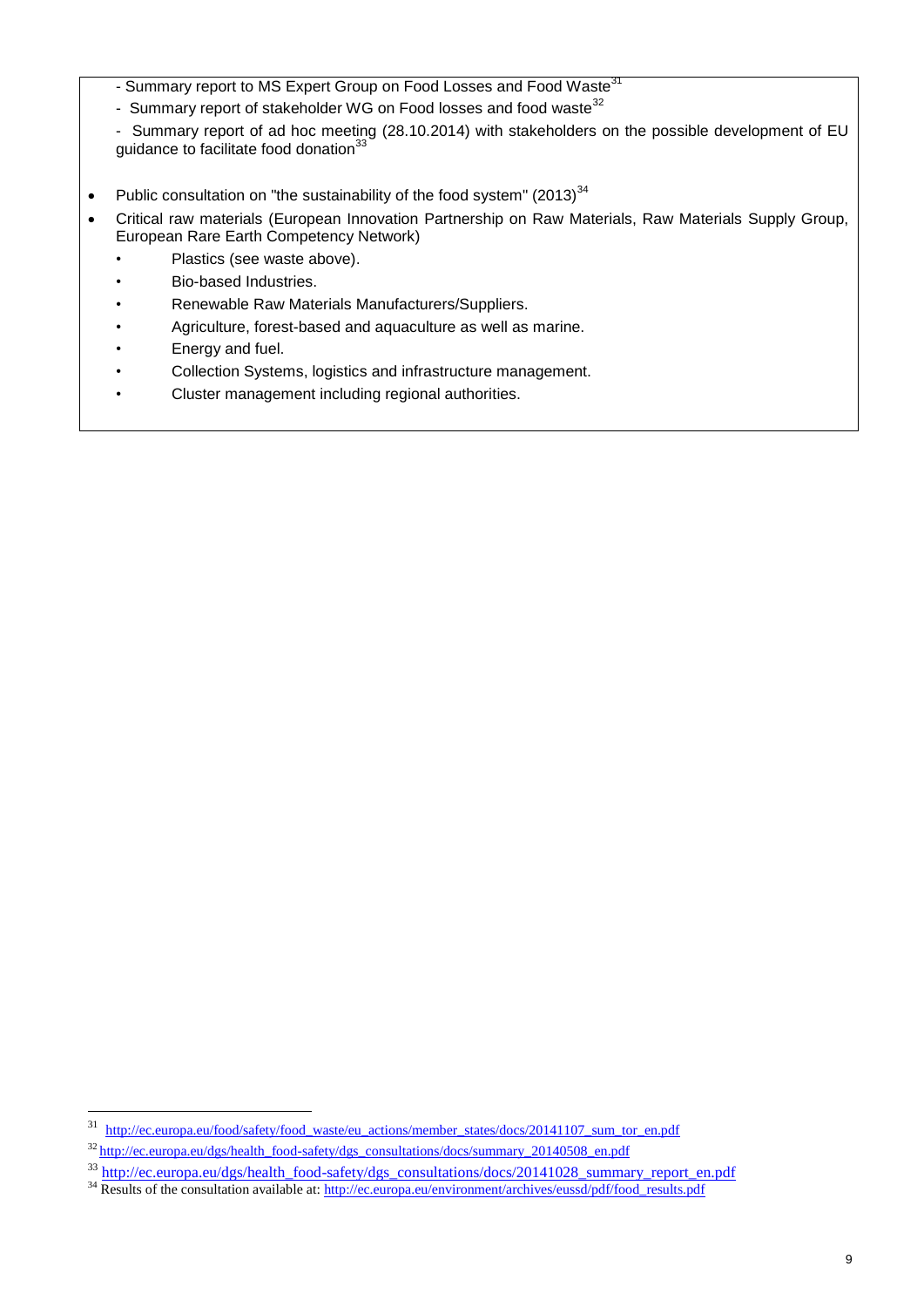- Summary report to MS Expert Group on Food Losses and Food Waste[31]

- Summary report of stakeholder WG on Food losses and food waste[32]

- Summary report of ad hoc meeting (28.10.2014) with stakeholders on the possible development of EU guidance to facilitate food donation[33]

- Public consultation on "the sustainability of the food system" (2013)[34]
- Critical raw materials (European Innovation Partnership on Raw Materials, Raw Materials Supply Group, European Rare Earth Competency Network)
    - Plastics (see waste above).
    - Bio-based Industries.
    - Renewable Raw Materials Manufacturers/Suppliers.
    - Agriculture, forest-based and aquaculture as well as marine.
    - Energy and fuel.
    - Collection Systems, logistics and infrastructure management.
    - Cluster management including regional authorities.

---

[31] http://ec.europa.eu/food/safety/food_waste/eu_actions/member_states/docs/20141107_sum_tor_en.pdf

[32] http://ec.europa.eu/dgs/health_food-safety/dgs_consultations/docs/summary_20140508_en.pdf

[33] http://ec.europa.eu/dgs/health_food-safety/dgs_consultations/docs/20141028_summary_report_en.pdf

[34] Results of the consultation available at: http://ec.europa.eu/environment/archives/eussd/pdf/food_results.pdf